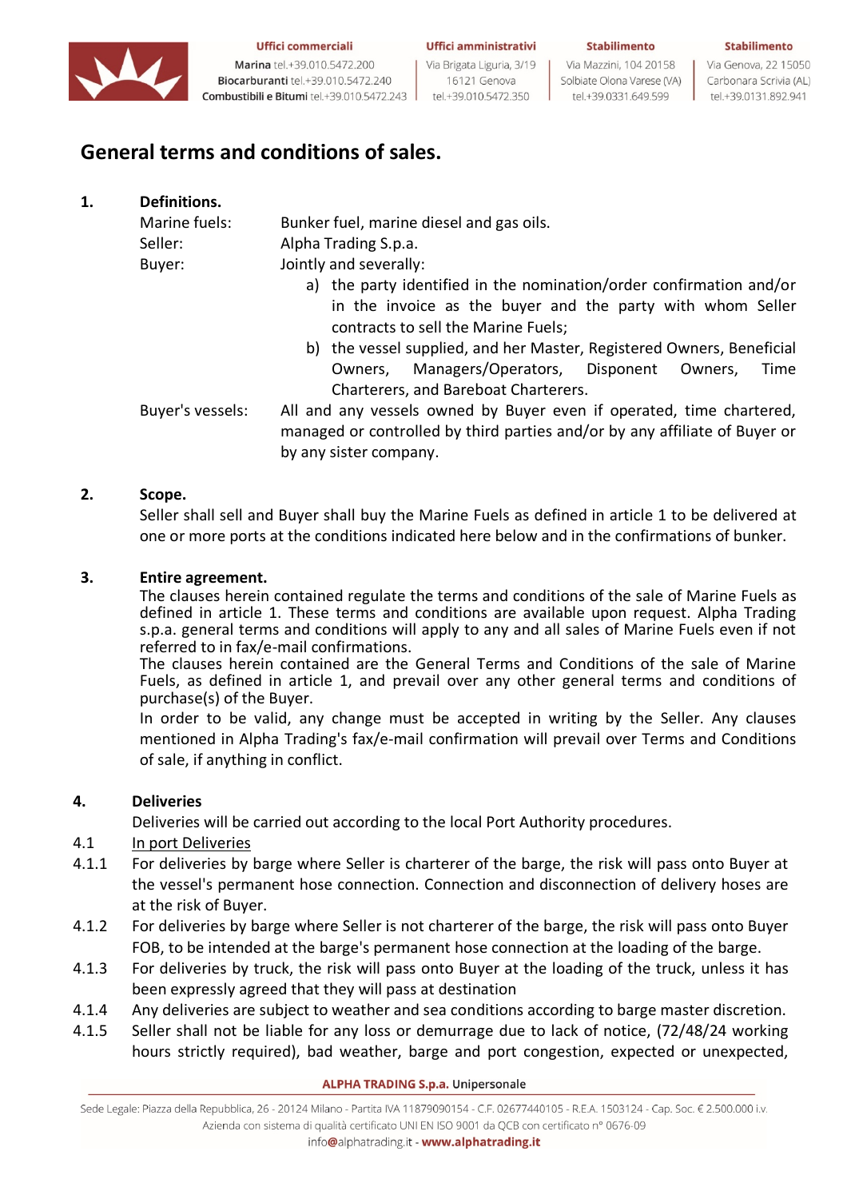# General terms and conditions of sales.

## 1. Definitions.

Marine fuels: Bunker fuel, marine diesel and gas oils.

Seller: Alpha Trading S.p.a.

Buyer: Jointly and severally:

a) the party identified in the nomination/order confirmation and/or in the invoice as the buyer and the party with whom Seller contracts to sell the Marine Fuels;
b) the vessel supplied, and her Master, Registered Owners, Beneficial Owners, Managers/Operators, Disponent Owners, Time Charterers, and Bareboat Charterers.

Buyer's vessels: All and any vessels owned by Buyer even if operated, time chartered, managed or controlled by third parties and/or by any affiliate of Buyer or by any sister company.

## 2. Scope.

Seller shall sell and Buyer shall buy the Marine Fuels as defined in article 1 to be delivered at one or more ports at the conditions indicated here below and in the confirmations of bunker.

## 3. Entire agreement.

The clauses herein contained regulate the terms and conditions of the sale of Marine Fuels as defined in article 1. These terms and conditions are available upon request. Alpha Trading s.p.a. general terms and conditions will apply to any and all sales of Marine Fuels even if not referred to in fax/e-mail confirmations.

The clauses herein contained are the General Terms and Conditions of the sale of Marine Fuels, as defined in article 1, and prevail over any other general terms and conditions of purchase(s) of the Buyer.

In order to be valid, any change must be accepted in writing by the Seller. Any clauses mentioned in Alpha Trading's fax/e-mail confirmation will prevail over Terms and Conditions of sale, if anything in conflict.

## 4. Deliveries

Deliveries will be carried out according to the local Port Authority procedures.

4.1 In port Deliveries

4.1.1 For deliveries by barge where Seller is charterer of the barge, the risk will pass onto Buyer at the vessel's permanent hose connection. Connection and disconnection of delivery hoses are at the risk of Buyer.

4.1.2 For deliveries by barge where Seller is not charterer of the barge, the risk will pass onto Buyer FOB, to be intended at the barge's permanent hose connection at the loading of the barge.

4.1.3 For deliveries by truck, the risk will pass onto Buyer at the loading of the truck, unless it has been expressly agreed that they will pass at destination

4.1.4 Any deliveries are subject to weather and sea conditions according to barge master discretion.

4.1.5 Seller shall not be liable for any loss or demurrage due to lack of notice, (72/48/24 working hours strictly required), bad weather, barge and port congestion, expected or unexpected,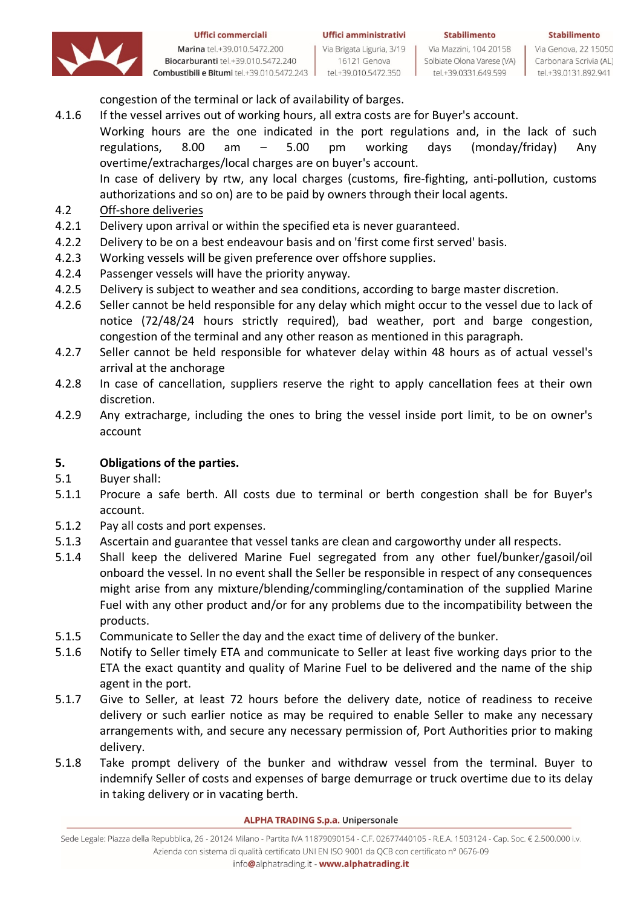congestion of the terminal or lack of availability of barges.

4.1.6 If the vessel arrives out of working hours, all extra costs are for Buyer's account.
Working hours are the one indicated in the port regulations and, in the lack of such regulations, 8.00 am – 5.00 pm working days (monday/friday) Any overtime/extracharges/local charges are on buyer's account.
In case of delivery by rtw, any local charges (customs, fire-fighting, anti-pollution, customs authorizations and so on) are to be paid by owners through their local agents.

4.2 <u>Off-shore deliveries</u>

4.2.1 Delivery upon arrival or within the specified eta is never guaranteed.

4.2.2 Delivery to be on a best endeavour basis and on 'first come first served' basis.

4.2.3 Working vessels will be given preference over offshore supplies.

4.2.4 Passenger vessels will have the priority anyway.

4.2.5 Delivery is subject to weather and sea conditions, according to barge master discretion.

4.2.6 Seller cannot be held responsible for any delay which might occur to the vessel due to lack of notice (72/48/24 hours strictly required), bad weather, port and barge congestion, congestion of the terminal and any other reason as mentioned in this paragraph.

4.2.7 Seller cannot be held responsible for whatever delay within 48 hours as of actual vessel's arrival at the anchorage

4.2.8 In case of cancellation, suppliers reserve the right to apply cancellation fees at their own discretion.

4.2.9 Any extracharge, including the ones to bring the vessel inside port limit, to be on owner's account

**5. Obligations of the parties.**

5.1 Buyer shall:

5.1.1 Procure a safe berth. All costs due to terminal or berth congestion shall be for Buyer's account.

5.1.2 Pay all costs and port expenses.

5.1.3 Ascertain and guarantee that vessel tanks are clean and cargoworthy under all respects.

5.1.4 Shall keep the delivered Marine Fuel segregated from any other fuel/bunker/gasoil/oil onboard the vessel. In no event shall the Seller be responsible in respect of any consequences might arise from any mixture/blending/commingling/contamination of the supplied Marine Fuel with any other product and/or for any problems due to the incompatibility between the products.

5.1.5 Communicate to Seller the day and the exact time of delivery of the bunker.

5.1.6 Notify to Seller timely ETA and communicate to Seller at least five working days prior to the ETA the exact quantity and quality of Marine Fuel to be delivered and the name of the ship agent in the port.

5.1.7 Give to Seller, at least 72 hours before the delivery date, notice of readiness to receive delivery or such earlier notice as may be required to enable Seller to make any necessary arrangements with, and secure any necessary permission of, Port Authorities prior to making delivery.

5.1.8 Take prompt delivery of the bunker and withdraw vessel from the terminal. Buyer to indemnify Seller of costs and expenses of barge demurrage or truck overtime due to its delay in taking delivery or in vacating berth.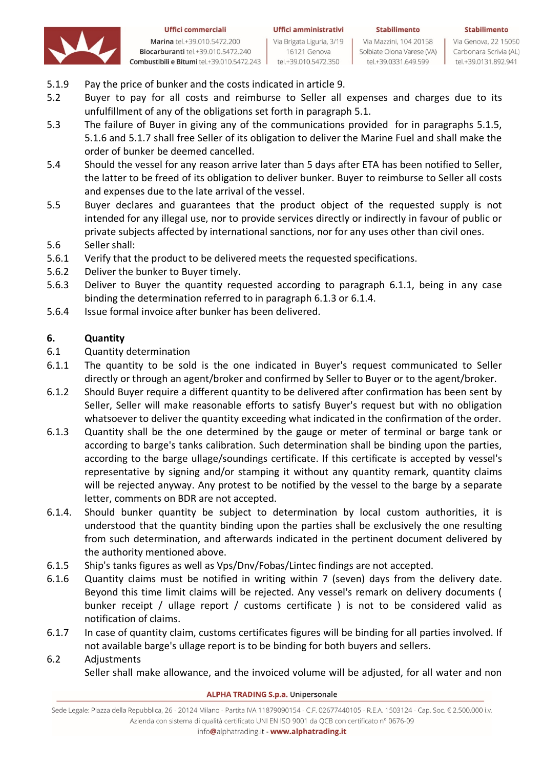5.1.9 Pay the price of bunker and the costs indicated in article 9.

5.2 Buyer to pay for all costs and reimburse to Seller all expenses and charges due to its unfulfillment of any of the obligations set forth in paragraph 5.1.

5.3 The failure of Buyer in giving any of the communications provided for in paragraphs 5.1.5, 5.1.6 and 5.1.7 shall free Seller of its obligation to deliver the Marine Fuel and shall make the order of bunker be deemed cancelled.

5.4 Should the vessel for any reason arrive later than 5 days after ETA has been notified to Seller, the latter to be freed of its obligation to deliver bunker. Buyer to reimburse to Seller all costs and expenses due to the late arrival of the vessel.

5.5 Buyer declares and guarantees that the product object of the requested supply is not intended for any illegal use, nor to provide services directly or indirectly in favour of public or private subjects affected by international sanctions, nor for any uses other than civil ones.

5.6 Seller shall:

5.6.1 Verify that the product to be delivered meets the requested specifications.

5.6.2 Deliver the bunker to Buyer timely.

5.6.3 Deliver to Buyer the quantity requested according to paragraph 6.1.1, being in any case binding the determination referred to in paragraph 6.1.3 or 6.1.4.

5.6.4 Issue formal invoice after bunker has been delivered.

## 6. Quantity

6.1 Quantity determination

6.1.1 The quantity to be sold is the one indicated in Buyer's request communicated to Seller directly or through an agent/broker and confirmed by Seller to Buyer or to the agent/broker.

6.1.2 Should Buyer require a different quantity to be delivered after confirmation has been sent by Seller, Seller will make reasonable efforts to satisfy Buyer's request but with no obligation whatsoever to deliver the quantity exceeding what indicated in the confirmation of the order.

6.1.3 Quantity shall be the one determined by the gauge or meter of terminal or barge tank or according to barge's tanks calibration. Such determination shall be binding upon the parties, according to the barge ullage/soundings certificate. If this certificate is accepted by vessel's representative by signing and/or stamping it without any quantity remark, quantity claims will be rejected anyway. Any protest to be notified by the vessel to the barge by a separate letter, comments on BDR are not accepted.

6.1.4. Should bunker quantity be subject to determination by local custom authorities, it is understood that the quantity binding upon the parties shall be exclusively the one resulting from such determination, and afterwards indicated in the pertinent document delivered by the authority mentioned above.

6.1.5 Ship's tanks figures as well as Vps/Dnv/Fobas/Lintec findings are not accepted.

6.1.6 Quantity claims must be notified in writing within 7 (seven) days from the delivery date. Beyond this time limit claims will be rejected. Any vessel's remark on delivery documents ( bunker receipt / ullage report / customs certificate ) is not to be considered valid as notification of claims.

6.1.7 In case of quantity claim, customs certificates figures will be binding for all parties involved. If not available barge's ullage report is to be binding for both buyers and sellers.

6.2 Adjustments

Seller shall make allowance, and the invoiced volume will be adjusted, for all water and non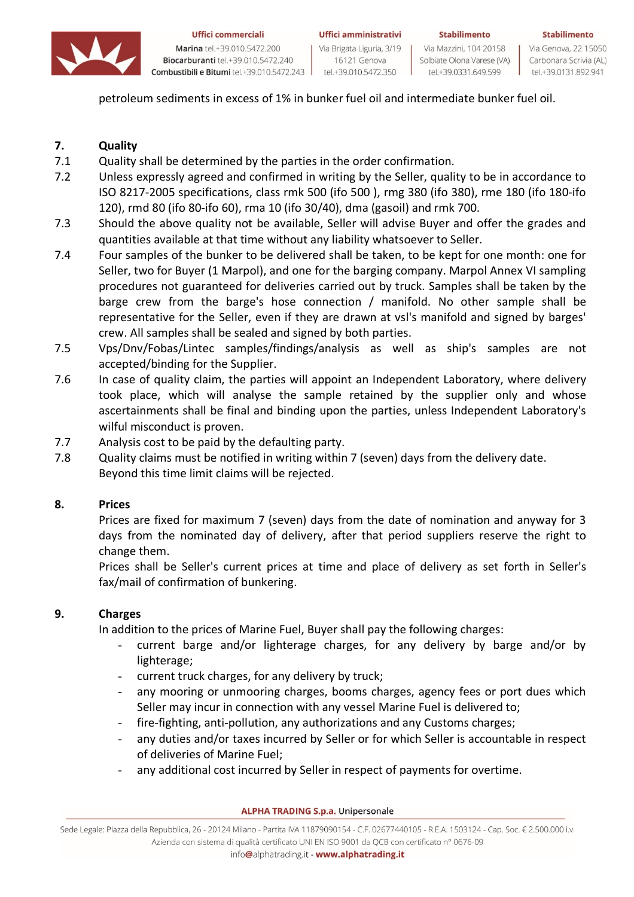petroleum sediments in excess of 1% in bunker fuel oil and intermediate bunker fuel oil.

**7. Quality**

7.1 Quality shall be determined by the parties in the order confirmation.

7.2 Unless expressly agreed and confirmed in writing by the Seller, quality to be in accordance to ISO 8217-2005 specifications, class rmk 500 (ifo 500 ), rmg 380 (ifo 380), rme 180 (ifo 180-ifo 120), rmd 80 (ifo 80-ifo 60), rma 10 (ifo 30/40), dma (gasoil) and rmk 700.

7.3 Should the above quality not be available, Seller will advise Buyer and offer the grades and quantities available at that time without any liability whatsoever to Seller.

7.4 Four samples of the bunker to be delivered shall be taken, to be kept for one month: one for Seller, two for Buyer (1 Marpol), and one for the barging company. Marpol Annex VI sampling procedures not guaranteed for deliveries carried out by truck. Samples shall be taken by the barge crew from the barge's hose connection / manifold. No other sample shall be representative for the Seller, even if they are drawn at vsl's manifold and signed by barges' crew. All samples shall be sealed and signed by both parties.

7.5 Vps/Dnv/Fobas/Lintec samples/findings/analysis as well as ship's samples are not accepted/binding for the Supplier.

7.6 In case of quality claim, the parties will appoint an Independent Laboratory, where delivery took place, which will analyse the sample retained by the supplier only and whose ascertainments shall be final and binding upon the parties, unless Independent Laboratory's wilful misconduct is proven.

7.7 Analysis cost to be paid by the defaulting party.

7.8 Quality claims must be notified in writing within 7 (seven) days from the delivery date. Beyond this time limit claims will be rejected.

**8. Prices**

Prices are fixed for maximum 7 (seven) days from the date of nomination and anyway for 3 days from the nominated day of delivery, after that period suppliers reserve the right to change them.

Prices shall be Seller's current prices at time and place of delivery as set forth in Seller's fax/mail of confirmation of bunkering.

**9. Charges**

In addition to the prices of Marine Fuel, Buyer shall pay the following charges:

- current barge and/or lighterage charges, for any delivery by barge and/or by lighterage;
- current truck charges, for any delivery by truck;
- any mooring or unmooring charges, booms charges, agency fees or port dues which Seller may incur in connection with any vessel Marine Fuel is delivered to;
- fire-fighting, anti-pollution, any authorizations and any Customs charges;
- any duties and/or taxes incurred by Seller or for which Seller is accountable in respect of deliveries of Marine Fuel;
- any additional cost incurred by Seller in respect of payments for overtime.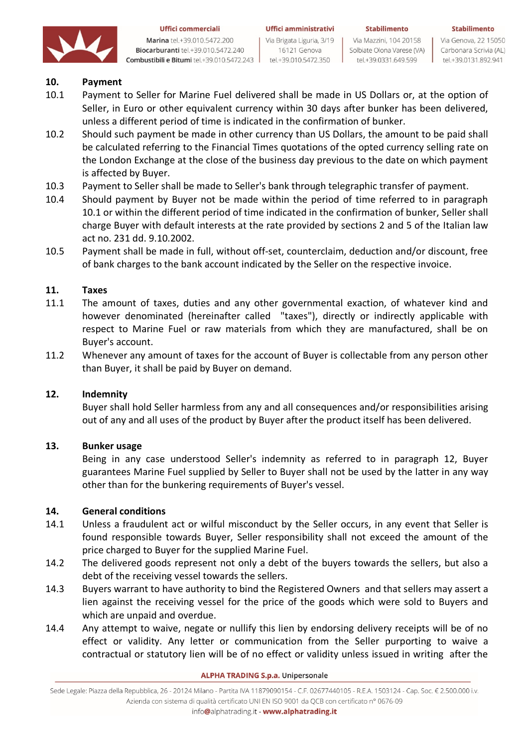## 10. Payment

10.1 Payment to Seller for Marine Fuel delivered shall be made in US Dollars or, at the option of Seller, in Euro or other equivalent currency within 30 days after bunker has been delivered, unless a different period of time is indicated in the confirmation of bunker.

10.2 Should such payment be made in other currency than US Dollars, the amount to be paid shall be calculated referring to the Financial Times quotations of the opted currency selling rate on the London Exchange at the close of the business day previous to the date on which payment is affected by Buyer.

10.3 Payment to Seller shall be made to Seller's bank through telegraphic transfer of payment.

10.4 Should payment by Buyer not be made within the period of time referred to in paragraph 10.1 or within the different period of time indicated in the confirmation of bunker, Seller shall charge Buyer with default interests at the rate provided by sections 2 and 5 of the Italian law act no. 231 dd. 9.10.2002.

10.5 Payment shall be made in full, without off-set, counterclaim, deduction and/or discount, free of bank charges to the bank account indicated by the Seller on the respective invoice.

## 11. Taxes

11.1 The amount of taxes, duties and any other governmental exaction, of whatever kind and however denominated (hereinafter called "taxes"), directly or indirectly applicable with respect to Marine Fuel or raw materials from which they are manufactured, shall be on Buyer's account.

11.2 Whenever any amount of taxes for the account of Buyer is collectable from any person other than Buyer, it shall be paid by Buyer on demand.

## 12. Indemnity

Buyer shall hold Seller harmless from any and all consequences and/or responsibilities arising out of any and all uses of the product by Buyer after the product itself has been delivered.

## 13. Bunker usage

Being in any case understood Seller's indemnity as referred to in paragraph 12, Buyer guarantees Marine Fuel supplied by Seller to Buyer shall not be used by the latter in any way other than for the bunkering requirements of Buyer's vessel.

## 14. General conditions

14.1 Unless a fraudulent act or wilful misconduct by the Seller occurs, in any event that Seller is found responsible towards Buyer, Seller responsibility shall not exceed the amount of the price charged to Buyer for the supplied Marine Fuel.

14.2 The delivered goods represent not only a debt of the buyers towards the sellers, but also a debt of the receiving vessel towards the sellers.

14.3 Buyers warrant to have authority to bind the Registered Owners and that sellers may assert a lien against the receiving vessel for the price of the goods which were sold to Buyers and which are unpaid and overdue.

14.4 Any attempt to waive, negate or nullify this lien by endorsing delivery receipts will be of no effect or validity. Any letter or communication from the Seller purporting to waive a contractual or statutory lien will be of no effect or validity unless issued in writing after the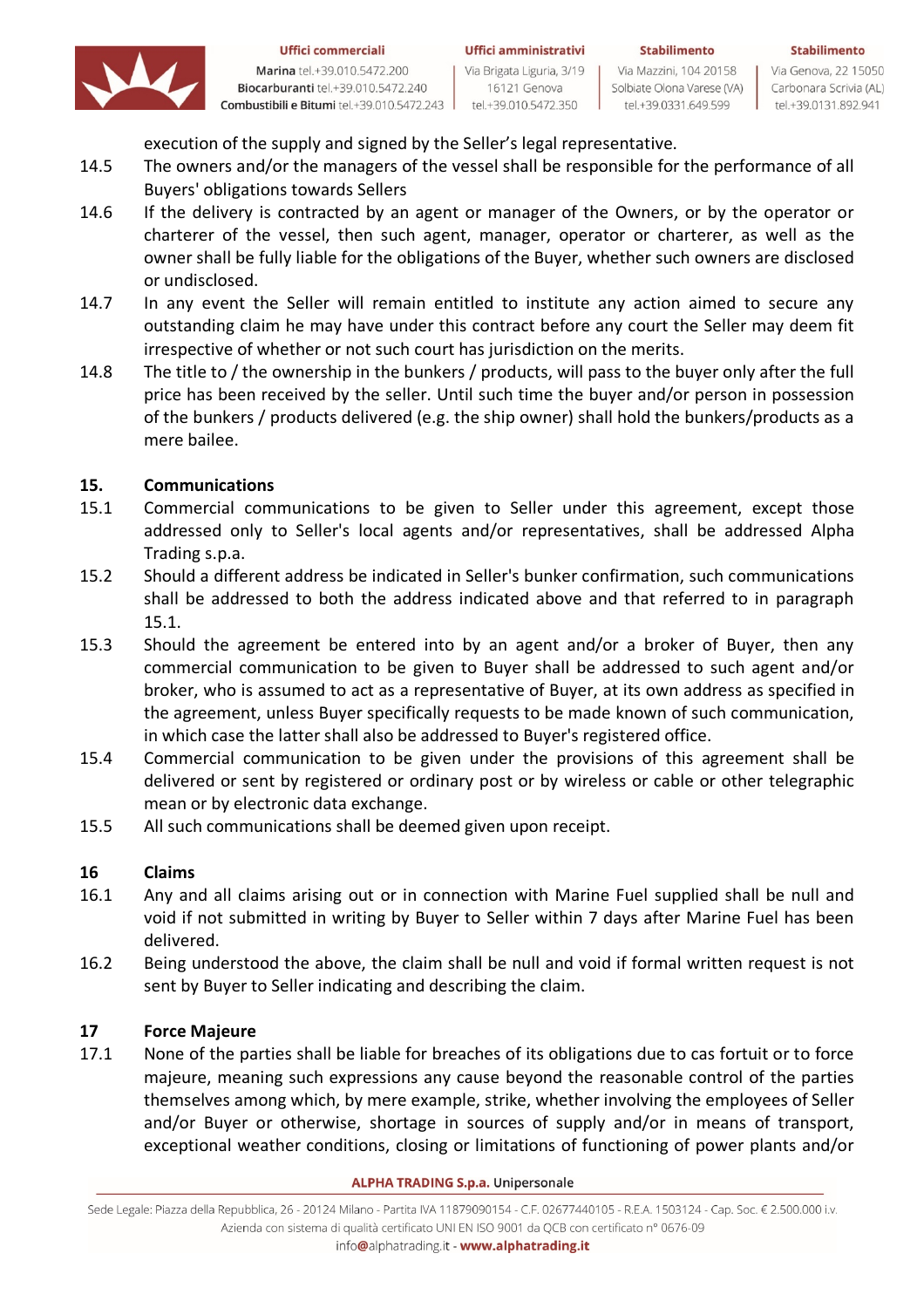execution of the supply and signed by the Seller's legal representative.

14.5 The owners and/or the managers of the vessel shall be responsible for the performance of all Buyers' obligations towards Sellers

14.6 If the delivery is contracted by an agent or manager of the Owners, or by the operator or charterer of the vessel, then such agent, manager, operator or charterer, as well as the owner shall be fully liable for the obligations of the Buyer, whether such owners are disclosed or undisclosed.

14.7 In any event the Seller will remain entitled to institute any action aimed to secure any outstanding claim he may have under this contract before any court the Seller may deem fit irrespective of whether or not such court has jurisdiction on the merits.

14.8 The title to / the ownership in the bunkers / products, will pass to the buyer only after the full price has been received by the seller. Until such time the buyer and/or person in possession of the bunkers / products delivered (e.g. the ship owner) shall hold the bunkers/products as a mere bailee.

## 15. Communications

15.1 Commercial communications to be given to Seller under this agreement, except those addressed only to Seller's local agents and/or representatives, shall be addressed Alpha Trading s.p.a.

15.2 Should a different address be indicated in Seller's bunker confirmation, such communications shall be addressed to both the address indicated above and that referred to in paragraph 15.1.

15.3 Should the agreement be entered into by an agent and/or a broker of Buyer, then any commercial communication to be given to Buyer shall be addressed to such agent and/or broker, who is assumed to act as a representative of Buyer, at its own address as specified in the agreement, unless Buyer specifically requests to be made known of such communication, in which case the latter shall also be addressed to Buyer's registered office.

15.4 Commercial communication to be given under the provisions of this agreement shall be delivered or sent by registered or ordinary post or by wireless or cable or other telegraphic mean or by electronic data exchange.

15.5 All such communications shall be deemed given upon receipt.

## 16 Claims

16.1 Any and all claims arising out or in connection with Marine Fuel supplied shall be null and void if not submitted in writing by Buyer to Seller within 7 days after Marine Fuel has been delivered.

16.2 Being understood the above, the claim shall be null and void if formal written request is not sent by Buyer to Seller indicating and describing the claim.

## 17 Force Majeure

17.1 None of the parties shall be liable for breaches of its obligations due to cas fortuit or to force majeure, meaning such expressions any cause beyond the reasonable control of the parties themselves among which, by mere example, strike, whether involving the employees of Seller and/or Buyer or otherwise, shortage in sources of supply and/or in means of transport, exceptional weather conditions, closing or limitations of functioning of power plants and/or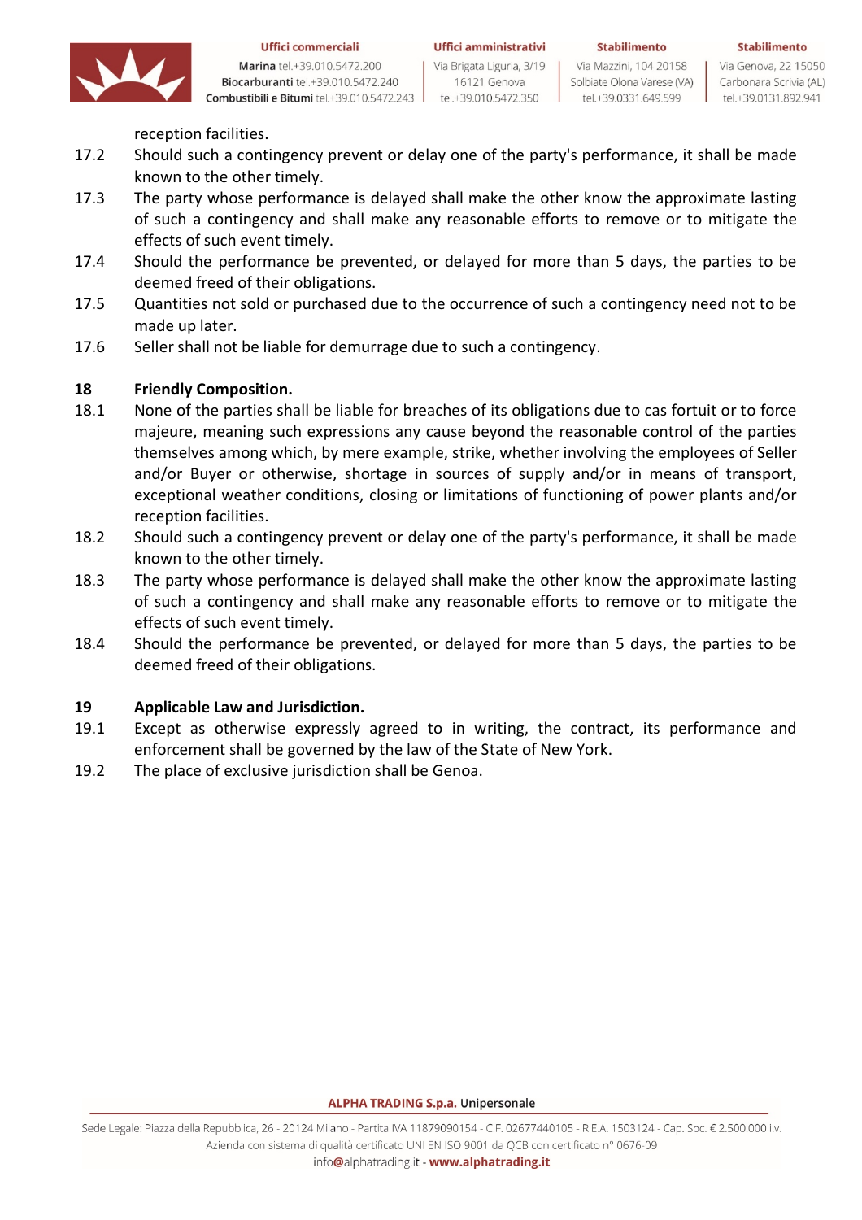reception facilities.

17.2 Should such a contingency prevent or delay one of the party's performance, it shall be made known to the other timely.

17.3 The party whose performance is delayed shall make the other know the approximate lasting of such a contingency and shall make any reasonable efforts to remove or to mitigate the effects of such event timely.

17.4 Should the performance be prevented, or delayed for more than 5 days, the parties to be deemed freed of their obligations.

17.5 Quantities not sold or purchased due to the occurrence of such a contingency need not to be made up later.

17.6 Seller shall not be liable for demurrage due to such a contingency.

## 18 Friendly Composition.

18.1 None of the parties shall be liable for breaches of its obligations due to cas fortuit or to force majeure, meaning such expressions any cause beyond the reasonable control of the parties themselves among which, by mere example, strike, whether involving the employees of Seller and/or Buyer or otherwise, shortage in sources of supply and/or in means of transport, exceptional weather conditions, closing or limitations of functioning of power plants and/or reception facilities.

18.2 Should such a contingency prevent or delay one of the party's performance, it shall be made known to the other timely.

18.3 The party whose performance is delayed shall make the other know the approximate lasting of such a contingency and shall make any reasonable efforts to remove or to mitigate the effects of such event timely.

18.4 Should the performance be prevented, or delayed for more than 5 days, the parties to be deemed freed of their obligations.

## 19 Applicable Law and Jurisdiction.

19.1 Except as otherwise expressly agreed to in writing, the contract, its performance and enforcement shall be governed by the law of the State of New York.

19.2 The place of exclusive jurisdiction shall be Genoa.